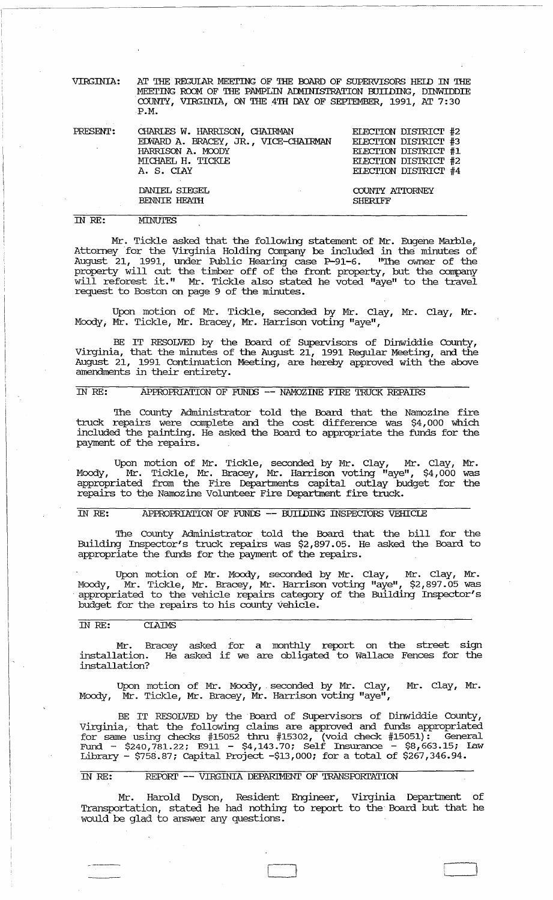VIRGINIA: AT THE REGULAR MEETING OF THE BOARD OF SUPERVISORS HELD IN THE MEETING ROOM OF THE PAMPLIN ADMINISTRATION BUILDING, DINWIDDIE COUNTY, VIRGINIA, ON THE 4TH DAY OF SEPTEMBER, 1991, AT 7:30 P.M.

| PRESENT: | | |
|---|---|---|
| | CHARLES W. HARRISON, CHAIRMAN | ELECTION DISTRICT #2 |
| | EDWARD A. BRACEY, JR., VICE-CHAIRMAN | ELECTION DISTRICT #3 |
| | HARRISON A. MOODY | ELECTION DISTRICT #1 |
| | MICHAEL H. TICKLE | ELECTION DISTRICT #2 |
| | A. S. CLAY | ELECTION DISTRICT #4 |
| | DANIEL SIEGEL | COUNTY ATTORNEY |
| | BENNIE HEATH | SHERIFF |

IN RE: MINUTES

Mr. Tickle asked that the following statement of Mr. Eugene Marble, Attorney for the Virginia Holding Company be included in the minutes of August 21, 1991, under Public Hearing case P-91-6. "The owner of the property will cut the timber off of the front property, but the company will reforest it." Mr. Tickle also stated he voted "aye" to the travel request to Boston on page 9 of the minutes.

Upon motion of Mr. Tickle, seconded by Mr. Clay, Mr. Clay, Mr. Moody, Mr. Tickle, Mr. Bracey, Mr. Harrison voting "aye",

BE IT RESOLVED by the Board of Supervisors of Dinwiddie County, Virginia, that the minutes of the August 21, 1991 Regular Meeting, and the August 21, 1991 Continuation Meeting, are hereby approved with the above amendments in their entirety.

IN RE: APPROPRIATION OF FUNDS -- NAMOZINE FIRE TRUCK REPAIRS

The County Administrator told the Board that the Namozine fire truck repairs were complete and the cost difference was $4,000 which included the painting. He asked the Board to appropriate the funds for the payment of the repairs.

Upon motion of Mr. Tickle, seconded by Mr. Clay, Mr. Clay, Mr. Moody, Mr. Tickle, Mr. Bracey, Mr. Harrison voting "aye", $4,000 was appropriated from the Fire Departments capital outlay budget for the repairs to the Namozine Volunteer Fire Department fire truck.

IN RE: APPROPRIATION OF FUNDS -- BUILDING INSPECTORS VEHICLE

The County Administrator told the Board that the bill for the Building Inspector's truck repairs was $2,897.05. He asked the Board to appropriate the funds for the payment of the repairs.

Upon motion of Mr. Moody, seconded by Mr. Clay, Mr. Clay, Mr. Moody, Mr. Tickle, Mr. Bracey, Mr. Harrison voting "aye", $2,897.05 was appropriated to the vehicle repairs category of the Building Inspector's budget for the repairs to his county vehicle.

IN RE: CLAIMS

Mr. Bracey asked for a monthly report on the street sign installation. He asked if we are obligated to Wallace Fences for the installation?

Upon motion of Mr. Moody, seconded by Mr. Clay, Mr. Clay, Mr. Moody, Mr. Tickle, Mr. Bracey, Mr. Harrison voting "aye",

BE IT RESOLVED by the Board of Supervisors of Dinwiddie County, Virginia, that the following claims are approved and funds appropriated for same using checks #15052 thru #15302, (void check #15051): General Fund - $240,781.22; E911 - $4,143.70; Self Insurance - $8,663.15; Law Library - $758.87; Capital Project -$13,000; for a total of $267,346.94.

IN RE: REPORT -- VIRGINIA DEPARTMENT OF TRANSPORTATION

Mr. Harold Dyson, Resident Engineer, Virginia Department of Transportation, stated he had nothing to report to the Board but that he would be glad to answer any questions.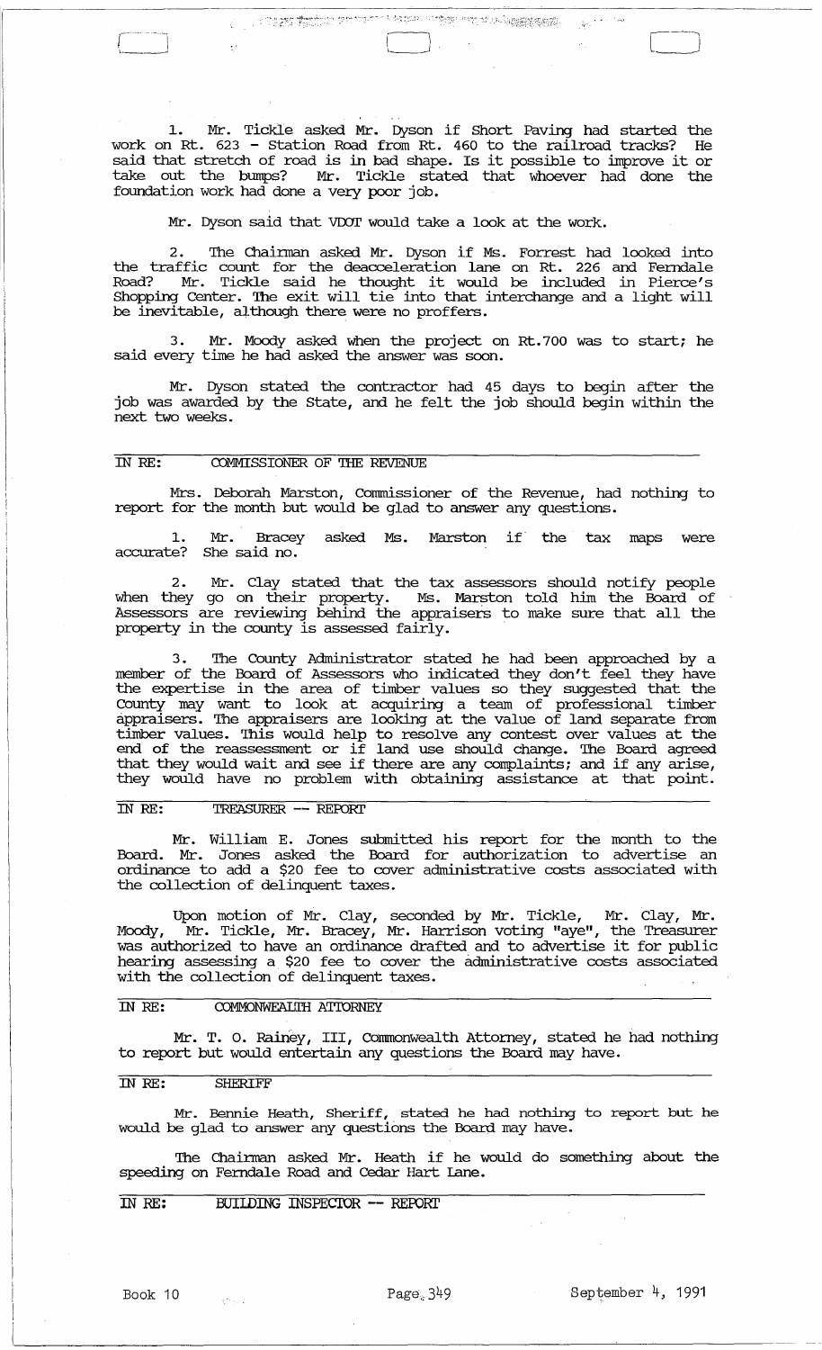1. Mr. Tickle asked Mr. Dyson if Short Paving had started the work on Rt. 623 - Station Road from Rt. 460 to the railroad tracks? He said that stretch of road is in bad shape. Is it possible to improve it or take out the bumps? Mr. Tickle stated that whoever had done the foundation work had done a very poor job.

Mr. Dyson said that VDOT would take a look at the work.

2. The Chairman asked Mr. Dyson if Ms. Forrest had looked into the traffic count for the deacceleration lane on Rt. 226 and Ferndale Road? Mr. Tickle said he thought it would be included in Pierce's Shopping Center. The exit will tie into that interchange and a light will be inevitable, although there were no proffers.

3. Mr. Moody asked when the project on Rt.700 was to start; he said every time he had asked the answer was soon.

Mr. Dyson stated the contractor had 45 days to begin after the job was awarded by the State, and he felt the job should begin within the next two weeks.

IN RE: COMMISSIONER OF THE REVENUE

Mrs. Deborah Marston, Commissioner of the Revenue, had nothing to report for the month but would be glad to answer any questions.

1. Mr. Bracey asked Ms. Marston if the tax maps were accurate? She said no.

2. Mr. Clay stated that the tax assessors should notify people when they go on their property. Ms. Marston told him the Board of Assessors are reviewing behind the appraisers to make sure that all the property in the county is assessed fairly.

3. The County Administrator stated he had been approached by a member of the Board of Assessors who indicated they don't feel they have the expertise in the area of timber values so they suggested that the County may want to look at acquiring a team of professional timber appraisers. The appraisers are looking at the value of land separate from timber values. This would help to resolve any contest over values at the end of the reassessment or if land use should change. The Board agreed that they would wait and see if there are any complaints; and if any arise, they would have no problem with obtaining assistance at that point.

IN RE: TREASURER -- REPORT

Mr. William E. Jones submitted his report for the month to the Board. Mr. Jones asked the Board for authorization to advertise an ordinance to add a $20 fee to cover administrative costs associated with the collection of delinquent taxes.

Upon motion of Mr. Clay, seconded by Mr. Tickle, Mr. Clay, Mr. Moody, Mr. Tickle, Mr. Bracey, Mr. Harrison voting "aye", the Treasurer was authorized to have an ordinance drafted and to advertise it for public hearing assessing a $20 fee to cover the administrative costs associated with the collection of delinquent taxes.

IN RE: COMMONWEALTH ATTORNEY

Mr. T. O. Rainey, III, Commonwealth Attorney, stated he had nothing to report but would entertain any questions the Board may have.

IN RE: SHERIFF

Mr. Bennie Heath, Sheriff, stated he had nothing to report but he would be glad to answer any questions the Board may have.

The Chairman asked Mr. Heath if he would do something about the speeding on Ferndale Road and Cedar Hart Lane.

IN RE: BUILDING INSPECTOR -- REPORT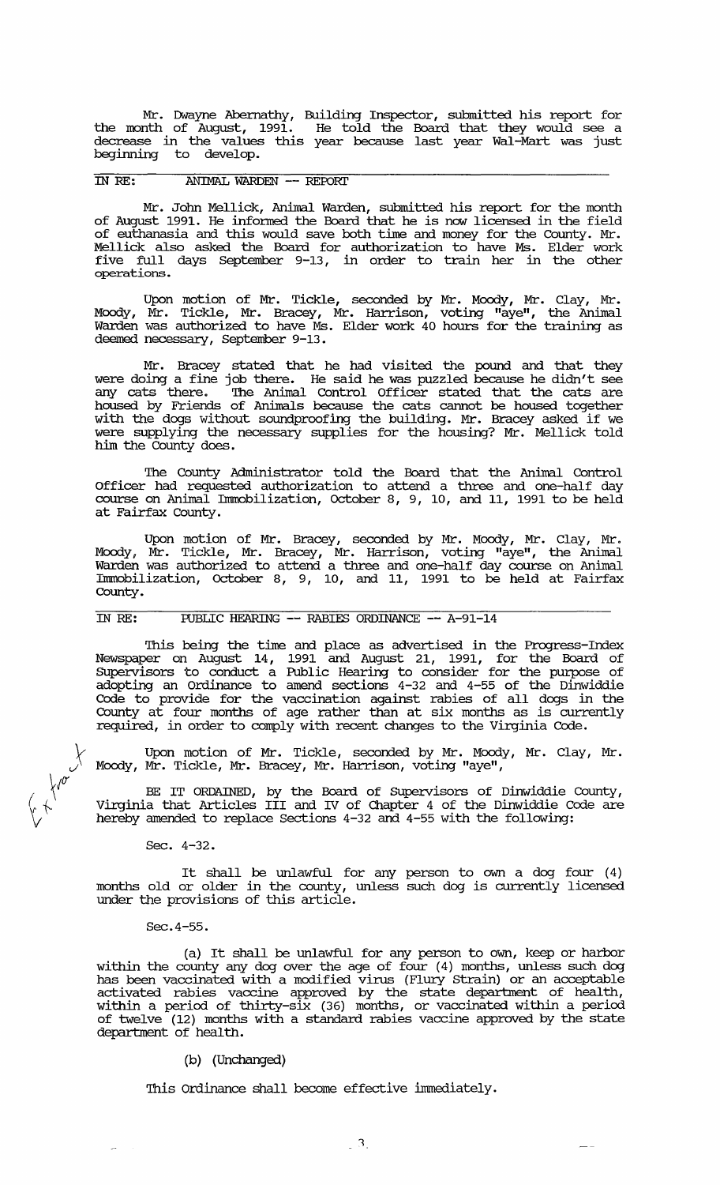Mr. Dwayne Abernathy, Building Inspector, submitted his report for the month of August, 1991. He told the Board that they would see a decrease in the values this year because last year Wal-Mart was just beginning to develop.

IN RE: ANIMAL WARDEN -- REPORT

Mr. John Mellick, Animal Warden, submitted his report for the month of August 1991. He informed the Board that he is now licensed in the field of euthanasia and this would save both time and money for the County. Mr. Mellick also asked the Board for authorization to have Ms. Elder work five full days September 9-13, in order to train her in the other operations.

Upon motion of Mr. Tickle, seconded by Mr. Moody, Mr. Clay, Mr. Moody, Mr. Tickle, Mr. Bracey, Mr. Harrison, voting "aye", the Animal Warden was authorized to have Ms. Elder work 40 hours for the training as deemed necessary, September 9-13.

Mr. Bracey stated that he had visited the pound and that they were doing a fine job there. He said he was puzzled because he didn't see any cats there. The Animal Control Officer stated that the cats are housed by Friends of Animals because the cats cannot be housed together with the dogs without soundproofing the building. Mr. Bracey asked if we were supplying the necessary supplies for the housing? Mr. Mellick told him the County does.

The County Administrator told the Board that the Animal Control Officer had requested authorization to attend a three and one-half day course on Animal Immobilization, October 8, 9, 10, and 11, 1991 to be held at Fairfax County.

Upon motion of Mr. Bracey, seconded by Mr. Moody, Mr. Clay, Mr. Moody, Mr. Tickle, Mr. Bracey, Mr. Harrison, voting "aye", the Animal Warden was authorized to attend a three and one-half day course on Animal Immobilization, October 8, 9, 10, and 11, 1991 to be held at Fairfax County.

IN RE: PUBLIC HEARING -- RABIES ORDINANCE -- A-91-14

This being the time and place as advertised in the Progress-Index Newspaper on August 14, 1991 and August 21, 1991, for the Board of Supervisors to conduct a Public Hearing to consider for the purpose of adopting an Ordinance to amend sections 4-32 and 4-55 of the Dinwiddie Code to provide for the vaccination against rabies of all dogs in the County at four months of age rather than at six months as is currently required, in order to comply with recent changes to the Virginia Code.

Upon motion of Mr. Tickle, seconded by Mr. Moody, Mr. Clay, Mr. Moody, Mr. Tickle, Mr. Bracey, Mr. Harrison, voting "aye",

BE IT ORDAINED, by the Board of Supervisors of Dinwiddie County, Virginia that Articles III and IV of Chapter 4 of the Dinwiddie Code are hereby amended to replace Sections 4-32 and 4-55 with the following:

Sec. 4-32.

It shall be unlawful for any person to own a dog four (4) months old or older in the county, unless such dog is currently licensed under the provisions of this article.

Sec. 4-55.

(a) It shall be unlawful for any person to own, keep or harbor within the county any dog over the age of four (4) months, unless such dog has been vaccinated with a modified virus (Flury Strain) or an acceptable activated rabies vaccine approved by the state department of health, within a period of thirty-six (36) months, or vaccinated within a period of twelve (12) months with a standard rabies vaccine approved by the state department of health.

(b) (Unchanged)

This Ordinance shall become effective immediately.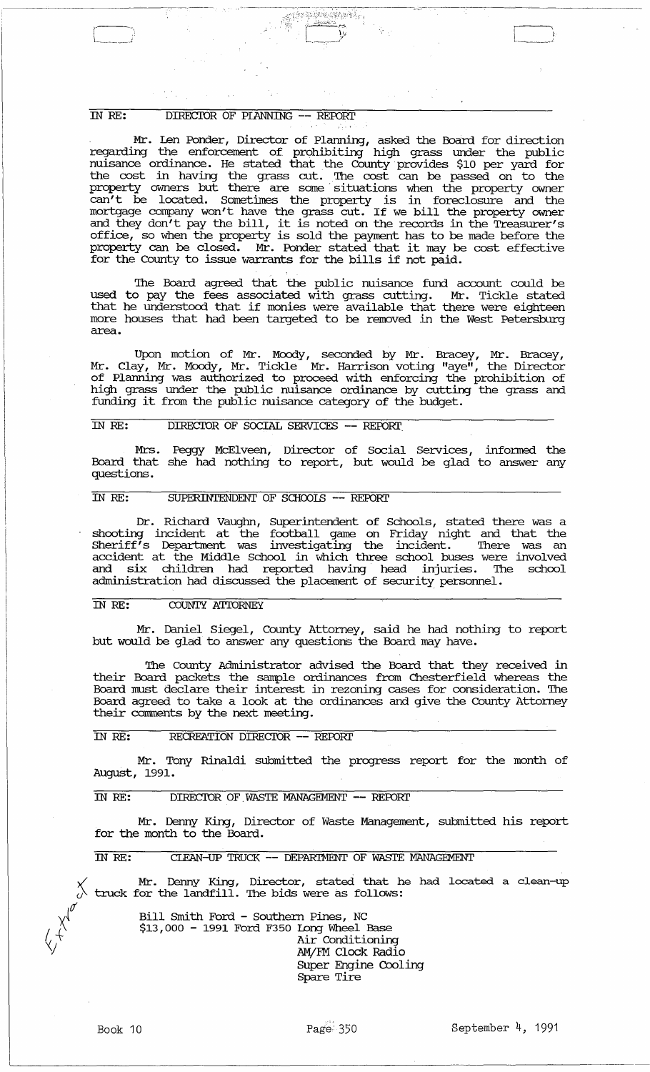IN RE: DIRECTOR OF PLANNING -- REPORT

Mr. Len Ponder, Director of Planning, asked the Board for direction regarding the enforcement of prohibiting high grass under the public nuisance ordinance. He stated that the County provides $10 per yard for the cost in having the grass cut. The cost can be passed on to the property owners but there are some situations when the property owner can't be located. Sometimes the property is in foreclosure and the mortgage company won't have the grass cut. If we bill the property owner and they don't pay the bill, it is noted on the records in the Treasurer's office, so when the property is sold the payment has to be made before the property can be closed. Mr. Ponder stated that it may be cost effective for the County to issue warrants for the bills if not paid.

The Board agreed that the public nuisance fund account could be used to pay the fees associated with grass cutting. Mr. Tickle stated that he understood that if monies were available that there were eighteen more houses that had been targeted to be removed in the West Petersburg area.

Upon motion of Mr. Moody, seconded by Mr. Bracey, Mr. Bracey, Mr. Clay, Mr. Moody, Mr. Tickle Mr. Harrison voting "aye", the Director of Planning was authorized to proceed with enforcing the prohibition of high grass under the public nuisance ordinance by cutting the grass and funding it from the public nuisance category of the budget.

IN RE: DIRECTOR OF SOCIAL SERVICES -- REPORT

Mrs. Peggy McElveen, Director of Social Services, informed the Board that she had nothing to report, but would be glad to answer any questions.

IN RE: SUPERINTENDENT OF SCHOOLS -- REPORT

Dr. Richard Vaughn, Superintendent of Schools, stated there was a shooting incident at the football game on Friday night and that the Sheriff's Department was investigating the incident. There was an accident at the Middle School in which three school buses were involved and six children had reported having head injuries. The school administration had discussed the placement of security personnel.

IN RE: COUNTY ATTORNEY

Mr. Daniel Siegel, County Attorney, said he had nothing to report but would be glad to answer any questions the Board may have.

The County Administrator advised the Board that they received in their Board packets the sample ordinances from Chesterfield whereas the Board must declare their interest in rezoning cases for consideration. The Board agreed to take a look at the ordinances and give the County Attorney their comments by the next meeting.

IN RE: RECREATION DIRECTOR -- REPORT

Mr. Tony Rinaldi submitted the progress report for the month of August, 1991.

IN RE: DIRECTOR OF WASTE MANAGEMENT -- REPORT

Mr. Denny King, Director of Waste Management, submitted his report for the month to the Board.

IN RE: CLEAN-UP TRUCK -- DEPARTMENT OF WASTE MANAGEMENT

Mr. Denny King, Director, stated that he had located a clean-up truck for the landfill. The bids were as follows:

Bill Smith Ford - Southern Pines, NC
$13,000 - 1991 Ford F350 Long Wheel Base
Air Conditioning
AM/FM Clock Radio
Super Engine Cooling
Spare Tire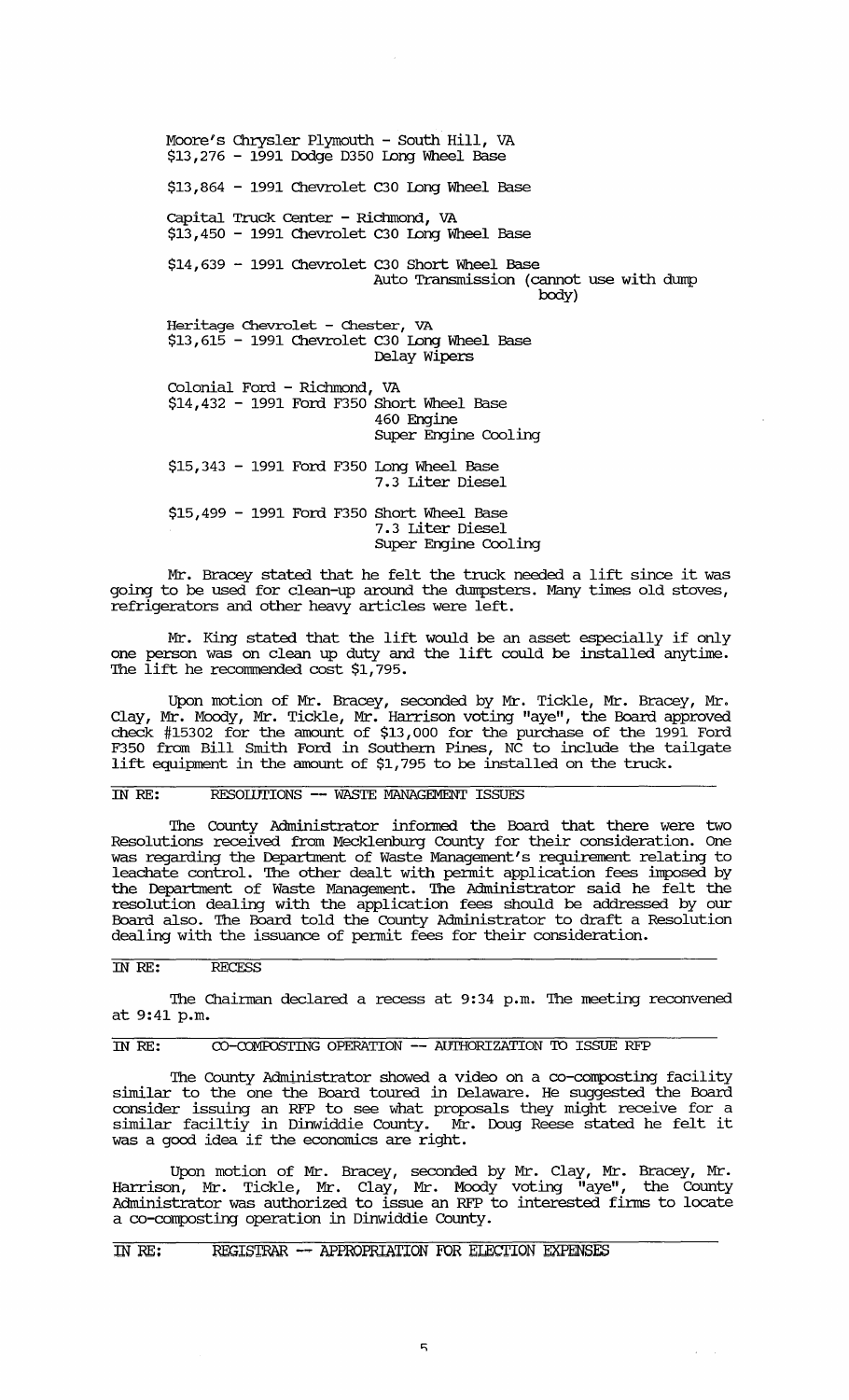Moore's Chrysler Plymouth - South Hill, VA
$13,276 - 1991 Dodge D350 Long Wheel Base

$13,864 - 1991 Chevrolet C30 Long Wheel Base

Capital Truck Center - Richmond, VA
$13,450 - 1991 Chevrolet C30 Long Wheel Base

$14,639 - 1991 Chevrolet C30 Short Wheel Base
Auto Transmission (cannot use with dump body)

Heritage Chevrolet - Chester, VA
$13,615 - 1991 Chevrolet C30 Long Wheel Base
Delay Wipers

Colonial Ford - Richmond, VA
$14,432 - 1991 Ford F350 Short Wheel Base
460 Engine
Super Engine Cooling

$15,343 - 1991 Ford F350 Long Wheel Base
7.3 Liter Diesel

$15,499 - 1991 Ford F350 Short Wheel Base
7.3 Liter Diesel
Super Engine Cooling

Mr. Bracey stated that he felt the truck needed a lift since it was going to be used for clean-up around the dumpsters. Many times old stoves, refrigerators and other heavy articles were left.

Mr. King stated that the lift would be an asset especially if only one person was on clean up duty and the lift could be installed anytime. The lift he recommended cost $1,795.

Upon motion of Mr. Bracey, seconded by Mr. Tickle, Mr. Bracey, Mr. Clay, Mr. Moody, Mr. Tickle, Mr. Harrison voting "aye", the Board approved check #15302 for the amount of $13,000 for the purchase of the 1991 Ford F350 from Bill Smith Ford in Southern Pines, NC to include the tailgate lift equipment in the amount of $1,795 to be installed on the truck.

IN RE: RESOLUTIONS -- WASTE MANAGEMENT ISSUES

The County Administrator informed the Board that there were two Resolutions received from Mecklenburg County for their consideration. One was regarding the Department of Waste Management's requirement relating to leachate control. The other dealt with permit application fees imposed by the Department of Waste Management. The Administrator said he felt the resolution dealing with the application fees should be addressed by our Board also. The Board told the County Administrator to draft a Resolution dealing with the issuance of permit fees for their consideration.

IN RE: RECESS

The Chairman declared a recess at 9:34 p.m. The meeting reconvened at 9:41 p.m.

IN RE: CO-COMPOSTING OPERATION -- AUTHORIZATION TO ISSUE RFP

The County Administrator showed a video on a co-composting facility similar to the one the Board toured in Delaware. He suggested the Board consider issuing an RFP to see what proposals they might receive for a similar faciltiy in Dinwiddie County. Mr. Doug Reese stated he felt it was a good idea if the economics are right.

Upon motion of Mr. Bracey, seconded by Mr. Clay, Mr. Bracey, Mr. Harrison, Mr. Tickle, Mr. Clay, Mr. Moody voting "aye", the County Administrator was authorized to issue an RFP to interested firms to locate a co-composting operation in Dinwiddie County.

IN RE: REGISTRAR -- APPROPRIATION FOR ELECTION EXPENSES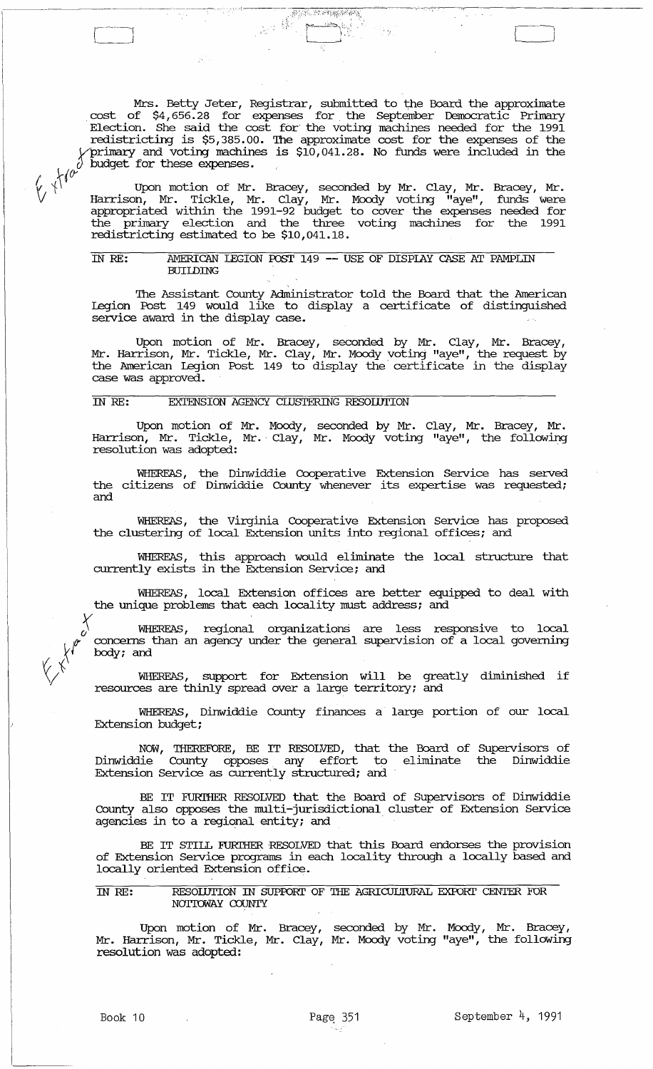Mrs. Betty Jeter, Registrar, submitted to the Board the approximate cost of $4,656.28 for expenses for the September Democratic Primary Election. She said the cost for the voting machines needed for the 1991 redistricting is $5,385.00. The approximate cost for the expenses of the primary and voting machines is $10,041.28. No funds were included in the budget for these expenses.

Upon motion of Mr. Bracey, seconded by Mr. Clay, Mr. Bracey, Mr. Harrison, Mr. Tickle, Mr. Clay, Mr. Moody voting "aye", funds were appropriated within the 1991-92 budget to cover the expenses needed for the primary election and the three voting machines for the 1991 redistricting estimated to be $10,041.18.

IN RE: AMERICAN LEGION POST 149 -- USE OF DISPLAY CASE AT PAMPLIN BUILDING

The Assistant County Administrator told the Board that the American Legion Post 149 would like to display a certificate of distinguished service award in the display case.

Upon motion of Mr. Bracey, seconded by Mr. Clay, Mr. Bracey, Mr. Harrison, Mr. Tickle, Mr. Clay, Mr. Moody voting "aye", the request by the American Legion Post 149 to display the certificate in the display case was approved.

IN RE: EXTENSION AGENCY CLUSTERING RESOLUTION

Upon motion of Mr. Moody, seconded by Mr. Clay, Mr. Bracey, Mr. Harrison, Mr. Tickle, Mr. Clay, Mr. Moody voting "aye", the following resolution was adopted:

WHEREAS, the Dinwiddie Cooperative Extension Service has served the citizens of Dinwiddie County whenever its expertise was requested; and

WHEREAS, the Virginia Cooperative Extension Service has proposed the clustering of local Extension units into regional offices; and

WHEREAS, this approach would eliminate the local structure that currently exists in the Extension Service; and

WHEREAS, local Extension offices are better equipped to deal with the unique problems that each locality must address; and

WHEREAS, regional organizations are less responsive to local concerns than an agency under the general supervision of a local governing body; and

WHEREAS, support for Extension will be greatly diminished if resources are thinly spread over a large territory; and

WHEREAS, Dinwiddie County finances a large portion of our local Extension budget;

NOW, THEREFORE, BE IT RESOLVED, that the Board of Supervisors of Dinwiddie County opposes any effort to eliminate the Dinwiddie Extension Service as currently structured; and

BE IT FURTHER RESOLVED that the Board of Supervisors of Dinwiddie County also opposes the multi-jurisdictional cluster of Extension Service agencies in to a regional entity; and

BE IT STILL FURTHER RESOLVED that this Board endorses the provision of Extension Service programs in each locality through a locally based and locally oriented Extension office.

IN RE: RESOLUTION IN SUPPORT OF THE AGRICULTURAL EXPORT CENTER FOR NOTTOWAY COUNTY

Upon motion of Mr. Bracey, seconded by Mr. Moody, Mr. Bracey, Mr. Harrison, Mr. Tickle, Mr. Clay, Mr. Moody voting "aye", the following resolution was adopted: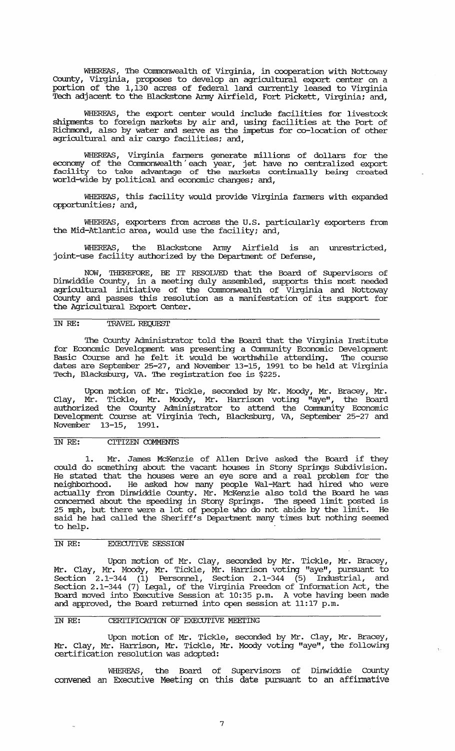WHEREAS, The Commonwealth of Virginia, in cooperation with Nottoway County, Virginia, proposes to develop an agricultural export center on a portion of the 1,130 acres of federal land currently leased to Virginia Tech adjacent to the Blackstone Army Airfield, Fort Pickett, Virginia; and,

WHEREAS, the export center would include facilities for livestock shipments to foreign markets by air and, using facilities at the Port of Richmond, also by water and serve as the impetus for co-location of other agricultural and air cargo facilities; and,

WHEREAS, Virginia farmers generate millions of dollars for the economy of the Commonwealth each year, jet have no centralized export facility to take advantage of the markets continually being created world-wide by political and economic changes; and,

WHEREAS, this facility would provide Virginia farmers with expanded opportunities; and,

WHEREAS, exporters from across the U.S. particularly exporters from the Mid-Atlantic area, would use the facility; and,

WHEREAS, the Blackstone Army Airfield is an unrestricted, joint-use facility authorized by the Department of Defense,

NOW, THEREFORE, BE IT RESOLVED that the Board of Supervisors of Dinwiddie County, in a meeting duly assembled, supports this most needed agricultural initiative of the Commonwealth of Virginia and Nottoway County and passes this resolution as a manifestation of its support for the Agricultural Export Center.

IN RE: TRAVEL REQUEST

The County Administrator told the Board that the Virginia Institute for Economic Development was presenting a Community Economic Development Basic Course and he felt it would be worthwhile attending. The course dates are September 25-27, and November 13-15, 1991 to be held at Virginia Tech, Blacksburg, VA. The registration fee is $225.

Upon motion of Mr. Tickle, seconded by Mr. Moody, Mr. Bracey, Mr. Clay, Mr. Tickle, Mr. Moody, Mr. Harrison voting "aye", the Board authorized the County Administrator to attend the Community Economic Development Course at Virginia Tech, Blacksburg, VA, September 25-27 and November 13-15, 1991.

IN RE: CITIZEN COMMENTS

1. Mr. James McKenzie of Allen Drive asked the Board if they could do something about the vacant houses in Stony Springs Subdivision. He stated that the houses were an eye sore and a real problem for the neighborhood. He asked how many people Wal-Mart had hired who were actually from Dinwiddie County. Mr. McKenzie also told the Board he was concerned about the speeding in Stony Springs. The speed limit posted is 25 mph, but there were a lot of people who do not abide by the limit. He said he had called the Sheriff's Department many times but nothing seemed to help.

IN RE: EXECUTIVE SESSION

Upon motion of Mr. Clay, seconded by Mr. Tickle, Mr. Bracey, Mr. Clay, Mr. Moody, Mr. Tickle, Mr. Harrison voting "aye", pursuant to Section 2.1-344 (1) Personnel, Section 2.1-344 (5) Industrial, and Section 2.1-344 (7) Legal, of the Virginia Freedom of Information Act, the Board moved into Executive Session at 10:35 p.m. A vote having been made and approved, the Board returned into open session at 11:17 p.m.

IN RE: CERTIFICATION OF EXECUTIVE MEETING

Upon motion of Mr. Tickle, seconded by Mr. Clay, Mr. Bracey, Mr. Clay, Mr. Harrison, Mr. Tickle, Mr. Moody voting "aye", the following certification resolution was adopted:

WHEREAS, the Board of Supervisors of Dinwiddie County convened an Executive Meeting on this date pursuant to an affirmative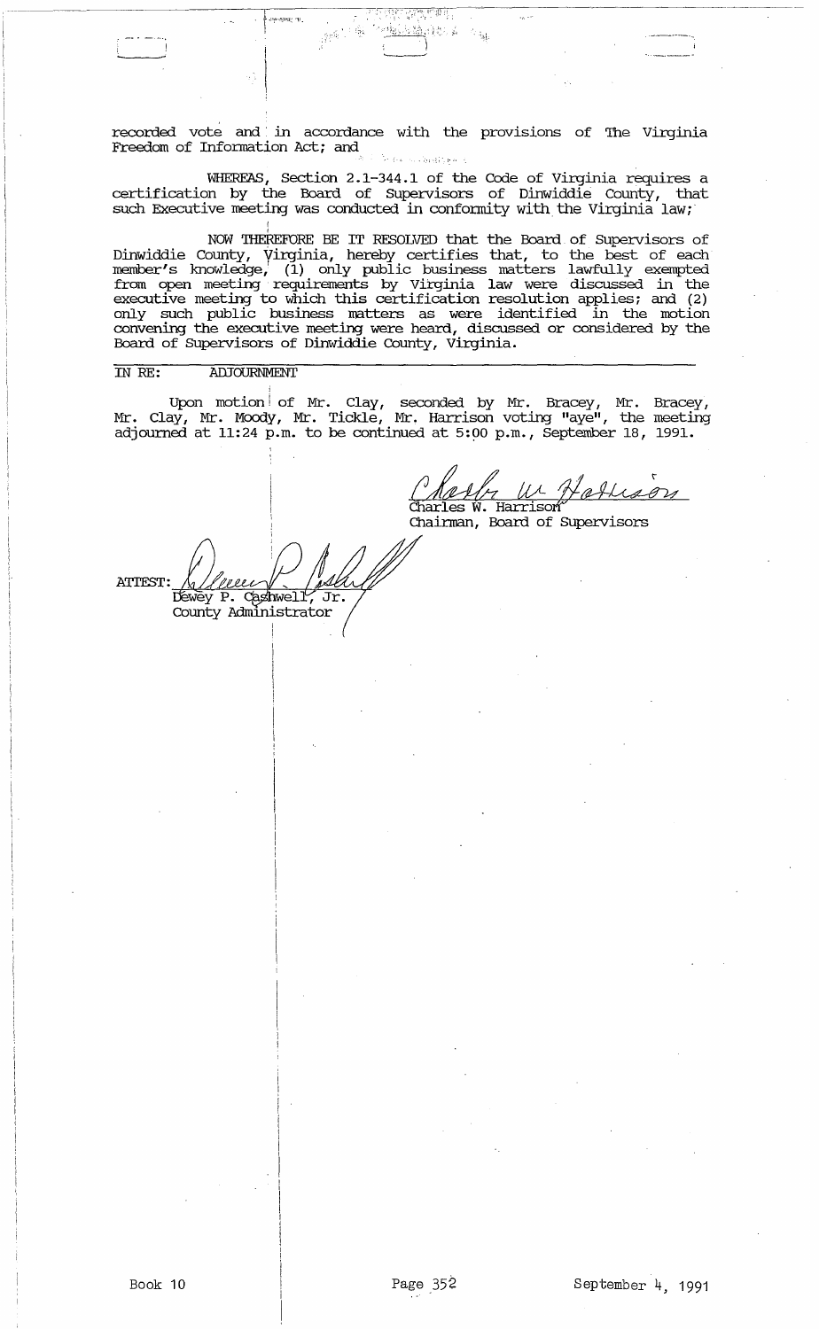recorded vote and in accordance with the provisions of The Virginia Freedom of Information Act; and

WHEREAS, Section 2.1-344.1 of the Code of Virginia requires a certification by the Board of Supervisors of Dinwiddie County, that such Executive meeting was conducted in conformity with the Virginia law;

NOW THEREFORE BE IT RESOLVED that the Board of Supervisors of Dinwiddie County, Virginia, hereby certifies that, to the best of each member's knowledge, (1) only public business matters lawfully exempted from open meeting requirements by Virginia law were discussed in the executive meeting to which this certification resolution applies; and (2) only such public business matters as were identified in the motion convening the executive meeting were heard, discussed or considered by the Board of Supervisors of Dinwiddie County, Virginia.

IN RE: ADJOURNMENT

Upon motion of Mr. Clay, seconded by Mr. Bracey, Mr. Bracey, Mr. Clay, Mr. Moody, Mr. Tickle, Mr. Harrison voting "aye", the meeting adjourned at 11:24 p.m. to be continued at 5:00 p.m., September 18, 1991.

Charles W. Harrison
Chairman, Board of Supervisors

ATTEST: Dewey P. Cashwell, Jr.
County Administrator

Book 10 Page 352 September 4, 1991